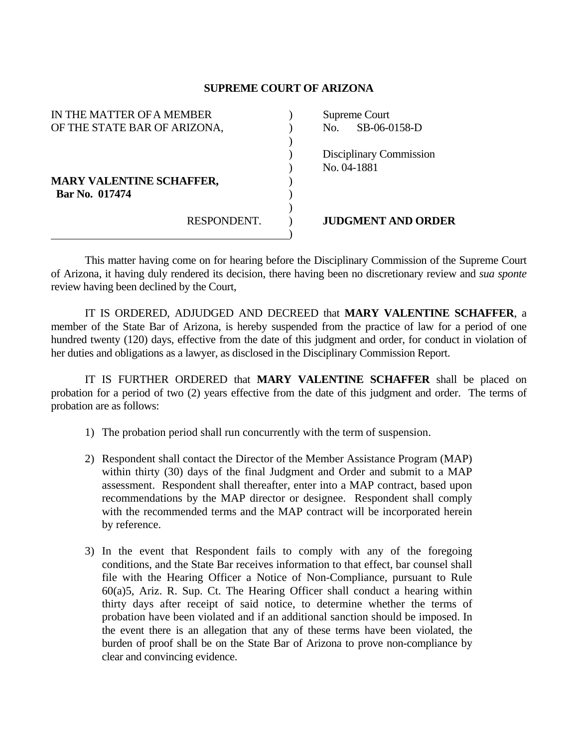# SUPREME COURT OF ARIZONA

| | | |
|---|---|---|
| IN THE MATTER OF A MEMBER OF THE STATE BAR OF ARIZONA, | ) | Supreme Court No. SB-06-0158-D |
| | ) | Disciplinary Commission No. 04-1881 |
| **MARY VALENTINE SCHAFFER,** **Bar No. 017474** | ) | |
| RESPONDENT. | ) | **JUDGMENT AND ORDER** |

This matter having come on for hearing before the Disciplinary Commission of the Supreme Court of Arizona, it having duly rendered its decision, there having been no discretionary review and *sua sponte* review having been declined by the Court,

IT IS ORDERED, ADJUDGED AND DECREED that **MARY VALENTINE SCHAFFER**, a member of the State Bar of Arizona, is hereby suspended from the practice of law for a period of one hundred twenty (120) days, effective from the date of this judgment and order, for conduct in violation of her duties and obligations as a lawyer, as disclosed in the Disciplinary Commission Report.

IT IS FURTHER ORDERED that **MARY VALENTINE SCHAFFER** shall be placed on probation for a period of two (2) years effective from the date of this judgment and order. The terms of probation are as follows:

1) The probation period shall run concurrently with the term of suspension.

2) Respondent shall contact the Director of the Member Assistance Program (MAP) within thirty (30) days of the final Judgment and Order and submit to a MAP assessment. Respondent shall thereafter, enter into a MAP contract, based upon recommendations by the MAP director or designee. Respondent shall comply with the recommended terms and the MAP contract will be incorporated herein by reference.

3) In the event that Respondent fails to comply with any of the foregoing conditions, and the State Bar receives information to that effect, bar counsel shall file with the Hearing Officer a Notice of Non-Compliance, pursuant to Rule 60(a)5, Ariz. R. Sup. Ct. The Hearing Officer shall conduct a hearing within thirty days after receipt of said notice, to determine whether the terms of probation have been violated and if an additional sanction should be imposed. In the event there is an allegation that any of these terms have been violated, the burden of proof shall be on the State Bar of Arizona to prove non-compliance by clear and convincing evidence.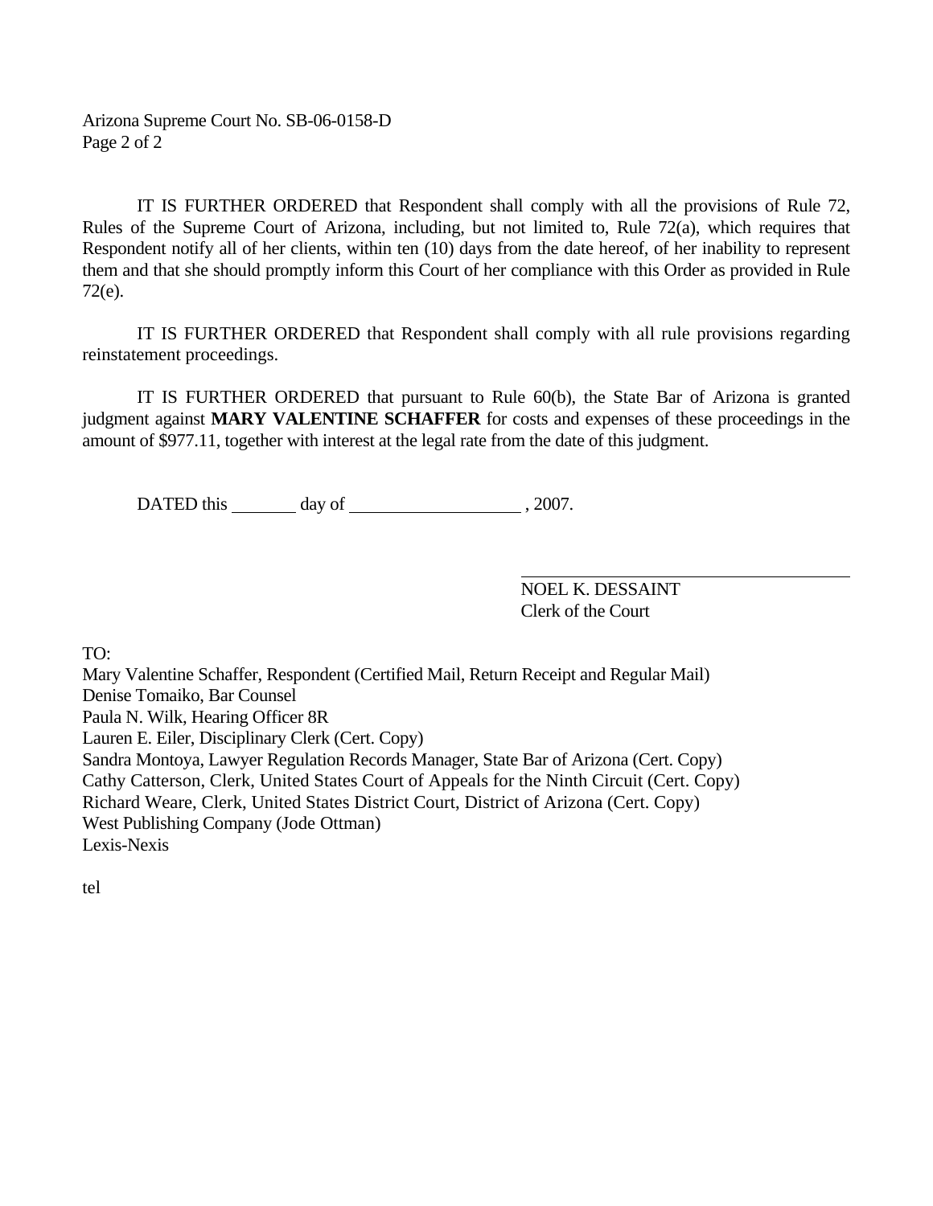IT IS FURTHER ORDERED that Respondent shall comply with all the provisions of Rule 72, Rules of the Supreme Court of Arizona, including, but not limited to, Rule 72(a), which requires that Respondent notify all of her clients, within ten (10) days from the date hereof, of her inability to represent them and that she should promptly inform this Court of her compliance with this Order as provided in Rule 72(e).

IT IS FURTHER ORDERED that Respondent shall comply with all rule provisions regarding reinstatement proceedings.

IT IS FURTHER ORDERED that pursuant to Rule 60(b), the State Bar of Arizona is granted judgment against **MARY VALENTINE SCHAFFER** for costs and expenses of these proceedings in the amount of $977.11, together with interest at the legal rate from the date of this judgment.

DATED this _______ day of __________________ , 2007.

_________________________________
NOEL K. DESSAINT
Clerk of the Court

TO:
Mary Valentine Schaffer, Respondent (Certified Mail, Return Receipt and Regular Mail)
Denise Tomaiko, Bar Counsel
Paula N. Wilk, Hearing Officer 8R
Lauren E. Eiler, Disciplinary Clerk (Cert. Copy)
Sandra Montoya, Lawyer Regulation Records Manager, State Bar of Arizona (Cert. Copy)
Cathy Catterson, Clerk, United States Court of Appeals for the Ninth Circuit (Cert. Copy)
Richard Weare, Clerk, United States District Court, District of Arizona (Cert. Copy)
West Publishing Company (Jode Ottman)
Lexis-Nexis

tel